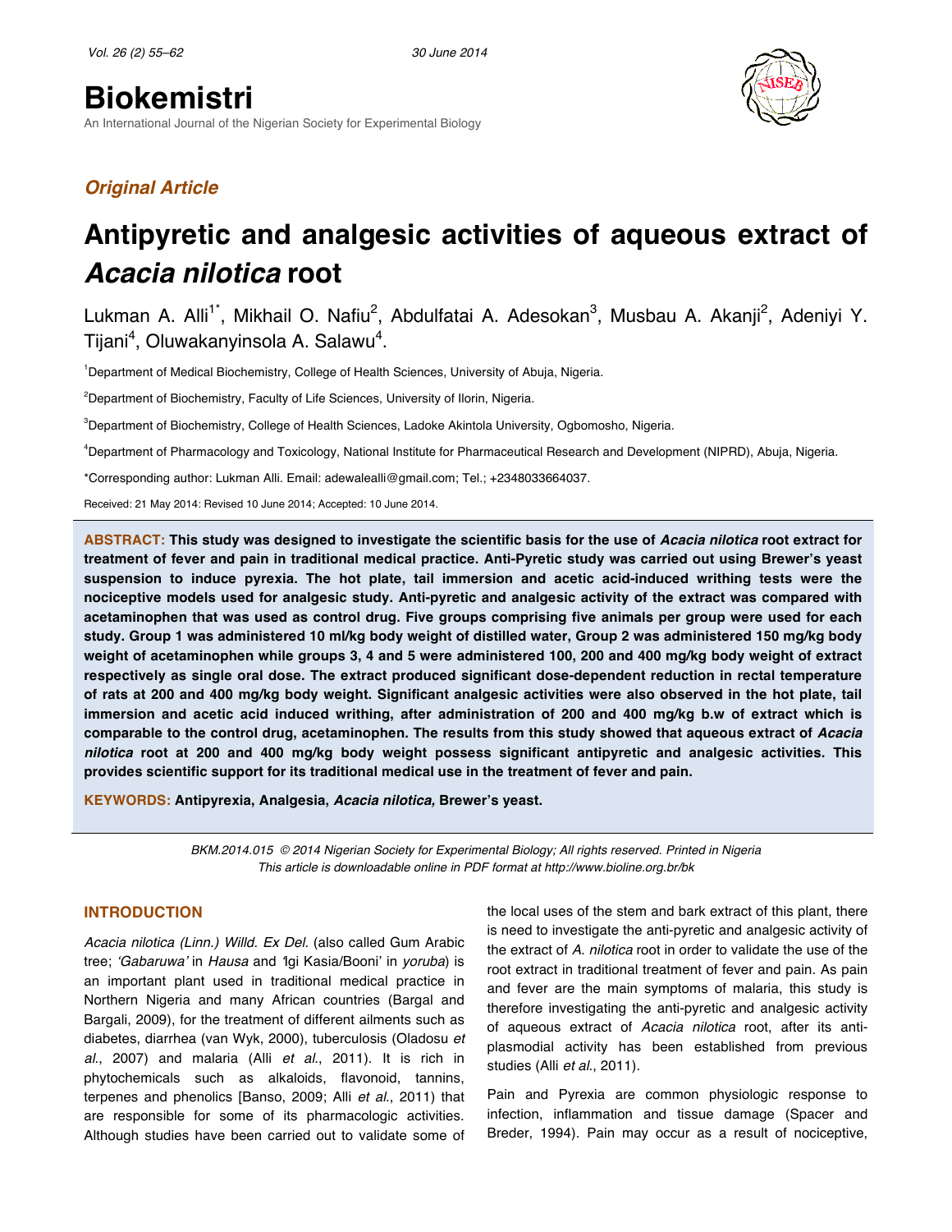# Biokemistri

An International Journal of the Nigerian Society for Experimental Biology

*Original Article*

# Antipyretic and analgesic activities of aqueous extract of *Acacia nilotica* root

Lukman A. Alli[1*], Mikhail O. Nafiu[2], Abdulfatai A. Adesokan[3], Musbau A. Akanji[2], Adeniyi Y. Tijani[4], Oluwakanyinsola A. Salawu[4].

[1]Department of Medical Biochemistry, College of Health Sciences, University of Abuja, Nigeria.

[2]Department of Biochemistry, Faculty of Life Sciences, University of Ilorin, Nigeria.

[3]Department of Biochemistry, College of Health Sciences, Ladoke Akintola University, Ogbomosho, Nigeria.

[4]Department of Pharmacology and Toxicology, National Institute for Pharmaceutical Research and Development (NIPRD), Abuja, Nigeria.

*Corresponding author: Lukman Alli. Email: adewalealli@gmail.com; Tel.; +2348033664037.

Received: 21 May 2014: Revised 10 June 2014; Accepted: 10 June 2014.

**ABSTRACT: This study was designed to investigate the scientific basis for the use of *Acacia nilotica* root extract for treatment of fever and pain in traditional medical practice. Anti-Pyretic study was carried out using Brewer's yeast suspension to induce pyrexia. The hot plate, tail immersion and acetic acid-induced writhing tests were the nociceptive models used for analgesic study. Anti-pyretic and analgesic activity of the extract was compared with acetaminophen that was used as control drug. Five groups comprising five animals per group were used for each study. Group 1 was administered 10 ml/kg body weight of distilled water, Group 2 was administered 150 mg/kg body weight of acetaminophen while groups 3, 4 and 5 were administered 100, 200 and 400 mg/kg body weight of extract respectively as single oral dose. The extract produced significant dose-dependent reduction in rectal temperature of rats at 200 and 400 mg/kg body weight. Significant analgesic activities were also observed in the hot plate, tail immersion and acetic acid induced writhing, after administration of 200 and 400 mg/kg b.w of extract which is comparable to the control drug, acetaminophen. The results from this study showed that aqueous extract of *Acacia nilotica* root at 200 and 400 mg/kg body weight possess significant antipyretic and analgesic activities. This provides scientific support for its traditional medical use in the treatment of fever and pain.**

**KEYWORDS: Antipyrexia, Analgesia, *Acacia nilotica,* Brewer's yeast.**

*BKM.2014.015 © 2014 Nigerian Society for Experimental Biology; All rights reserved. Printed in Nigeria*
*This article is downloadable online in PDF format at http://www.bioline.org.br/bk*

## INTRODUCTION

*Acacia nilotica (Linn.) Willd. Ex Del.* (also called Gum Arabic tree; *'Gabaruwa'* in *Hausa* and 'Igi Kasia/Booni' in *yoruba*) is an important plant used in traditional medical practice in Northern Nigeria and many African countries (Bargal and Bargali, 2009), for the treatment of different ailments such as diabetes, diarrhea (van Wyk, 2000), tuberculosis (Oladosu *et al.*, 2007) and malaria (Alli *et al.*, 2011). It is rich in phytochemicals such as alkaloids, flavonoid, tannins, terpenes and phenolics [Banso, 2009; Alli *et al.*, 2011) that are responsible for some of its pharmacologic activities. Although studies have been carried out to validate some of the local uses of the stem and bark extract of this plant, there is need to investigate the anti-pyretic and analgesic activity of the extract of *A. nilotica* root in order to validate the use of the root extract in traditional treatment of fever and pain. As pain and fever are the main symptoms of malaria, this study is therefore investigating the anti-pyretic and analgesic activity of aqueous extract of *Acacia nilotica* root, after its anti-plasmodial activity has been established from previous studies (Alli *et al.*, 2011).

Pain and Pyrexia are common physiologic response to infection, inflammation and tissue damage (Spacer and Breder, 1994). Pain may occur as a result of nociceptive,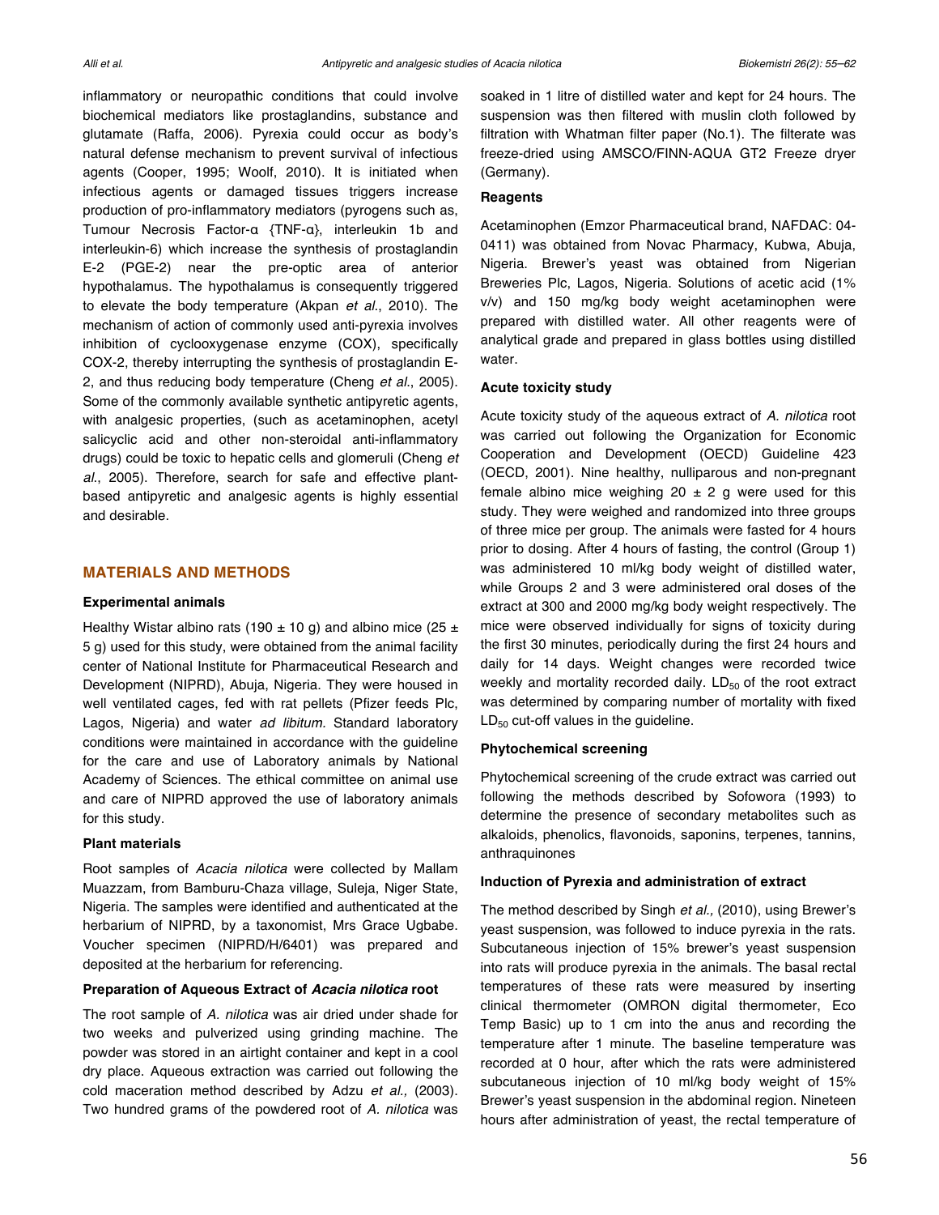inflammatory or neuropathic conditions that could involve biochemical mediators like prostaglandins, substance and glutamate (Raffa, 2006). Pyrexia could occur as body's natural defense mechanism to prevent survival of infectious agents (Cooper, 1995; Woolf, 2010). It is initiated when infectious agents or damaged tissues triggers increase production of pro-inflammatory mediators (pyrogens such as, Tumour Necrosis Factor-α {TNF-α}, interleukin 1b and interleukin-6) which increase the synthesis of prostaglandin E-2 (PGE-2) near the pre-optic area of anterior hypothalamus. The hypothalamus is consequently triggered to elevate the body temperature (Akpan *et al*., 2010). The mechanism of action of commonly used anti-pyrexia involves inhibition of cyclooxygenase enzyme (COX), specifically COX-2, thereby interrupting the synthesis of prostaglandin E-2, and thus reducing body temperature (Cheng *et al*., 2005). Some of the commonly available synthetic antipyretic agents, with analgesic properties, (such as acetaminophen, acetyl salicyclic acid and other non-steroidal anti-inflammatory drugs) could be toxic to hepatic cells and glomeruli (Cheng *et al*., 2005). Therefore, search for safe and effective plant-based antipyretic and analgesic agents is highly essential and desirable.

## MATERIALS AND METHODS

### Experimental animals

Healthy Wistar albino rats (190 ± 10 g) and albino mice (25 ± 5 g) used for this study, were obtained from the animal facility center of National Institute for Pharmaceutical Research and Development (NIPRD), Abuja, Nigeria. They were housed in well ventilated cages, fed with rat pellets (Pfizer feeds Plc, Lagos, Nigeria) and water *ad libitum.* Standard laboratory conditions were maintained in accordance with the guideline for the care and use of Laboratory animals by National Academy of Sciences. The ethical committee on animal use and care of NIPRD approved the use of laboratory animals for this study.

### Plant materials

Root samples of *Acacia nilotica* were collected by Mallam Muazzam, from Bamburu-Chaza village, Suleja, Niger State, Nigeria. The samples were identified and authenticated at the herbarium of NIPRD, by a taxonomist, Mrs Grace Ugbabe. Voucher specimen (NIPRD/H/6401) was prepared and deposited at the herbarium for referencing.

### Preparation of Aqueous Extract of *Acacia nilotica* root

The root sample of *A. nilotica* was air dried under shade for two weeks and pulverized using grinding machine. The powder was stored in an airtight container and kept in a cool dry place. Aqueous extraction was carried out following the cold maceration method described by Adzu *et al.,* (2003). Two hundred grams of the powdered root of *A. nilotica* was soaked in 1 litre of distilled water and kept for 24 hours. The suspension was then filtered with muslin cloth followed by filtration with Whatman filter paper (No.1). The filterate was freeze-dried using AMSCO/FINN-AQUA GT2 Freeze dryer (Germany).

### Reagents

Acetaminophen (Emzor Pharmaceutical brand, NAFDAC: 04-0411) was obtained from Novac Pharmacy, Kubwa, Abuja, Nigeria. Brewer's yeast was obtained from Nigerian Breweries Plc, Lagos, Nigeria. Solutions of acetic acid (1% v/v) and 150 mg/kg body weight acetaminophen were prepared with distilled water. All other reagents were of analytical grade and prepared in glass bottles using distilled water.

### Acute toxicity study

Acute toxicity study of the aqueous extract of *A. nilotica* root was carried out following the Organization for Economic Cooperation and Development (OECD) Guideline 423 (OECD, 2001). Nine healthy, nulliparous and non-pregnant female albino mice weighing 20 ± 2 g were used for this study. They were weighed and randomized into three groups of three mice per group. The animals were fasted for 4 hours prior to dosing. After 4 hours of fasting, the control (Group 1) was administered 10 ml/kg body weight of distilled water, while Groups 2 and 3 were administered oral doses of the extract at 300 and 2000 mg/kg body weight respectively. The mice were observed individually for signs of toxicity during the first 30 minutes, periodically during the first 24 hours and daily for 14 days. Weight changes were recorded twice weekly and mortality recorded daily. $LD_{50}$ of the root extract was determined by comparing number of mortality with fixed $LD_{50}$ cut-off values in the guideline.

### Phytochemical screening

Phytochemical screening of the crude extract was carried out following the methods described by Sofowora (1993) to determine the presence of secondary metabolites such as alkaloids, phenolics, flavonoids, saponins, terpenes, tannins, anthraquinones

### Induction of Pyrexia and administration of extract

The method described by Singh *et al.,* (2010), using Brewer's yeast suspension, was followed to induce pyrexia in the rats. Subcutaneous injection of 15% brewer's yeast suspension into rats will produce pyrexia in the animals. The basal rectal temperatures of these rats were measured by inserting clinical thermometer (OMRON digital thermometer, Eco Temp Basic) up to 1 cm into the anus and recording the temperature after 1 minute. The baseline temperature was recorded at 0 hour, after which the rats were administered subcutaneous injection of 10 ml/kg body weight of 15% Brewer's yeast suspension in the abdominal region. Nineteen hours after administration of yeast, the rectal temperature of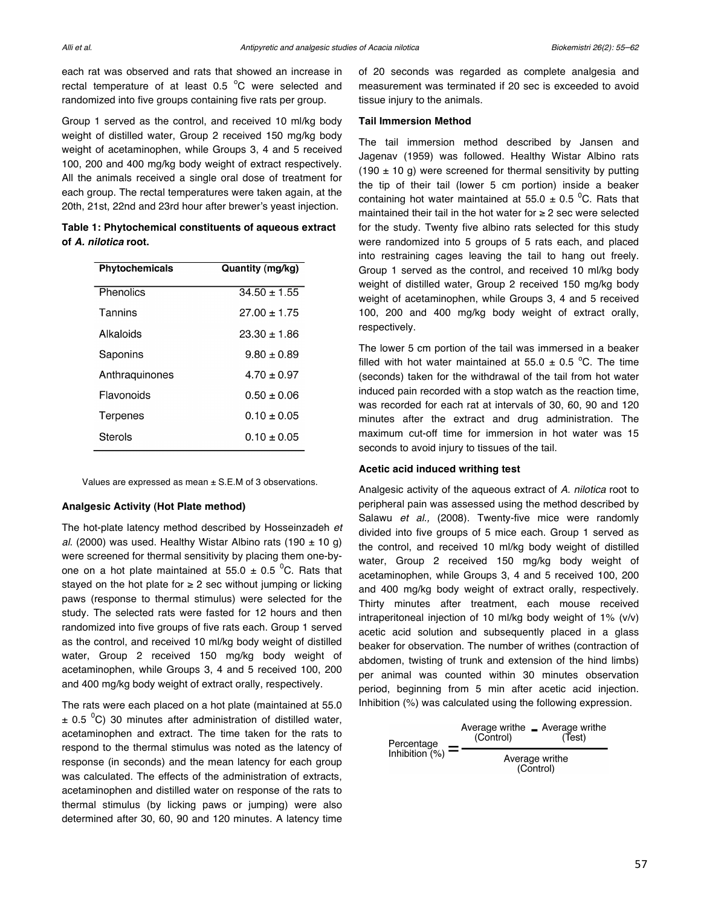each rat was observed and rats that showed an increase in rectal temperature of at least 0.5 °C were selected and randomized into five groups containing five rats per group.

Group 1 served as the control, and received 10 ml/kg body weight of distilled water, Group 2 received 150 mg/kg body weight of acetaminophen, while Groups 3, 4 and 5 received 100, 200 and 400 mg/kg body weight of extract respectively. All the animals received a single oral dose of treatment for each group. The rectal temperatures were taken again, at the 20th, 21st, 22nd and 23rd hour after brewer's yeast injection.

**Table 1: Phytochemical constituents of aqueous extract of *A. nilotica* root.**

| Phytochemicals | Quantity (mg/kg) |
|---|---|
| Phenolics | 34.50 ± 1.55 |
| Tannins | 27.00 ± 1.75 |
| Alkaloids | 23.30 ± 1.86 |
| Saponins | 9.80 ± 0.89 |
| Anthraquinones | 4.70 ± 0.97 |
| Flavonoids | 0.50 ± 0.06 |
| Terpenes | 0.10 ± 0.05 |
| Sterols | 0.10 ± 0.05 |

Values are expressed as mean ± S.E.M of 3 observations.

**Analgesic Activity (Hot Plate method)**

The hot-plate latency method described by Hosseinzadeh *et al*. (2000) was used. Healthy Wistar Albino rats (190 ± 10 g) were screened for thermal sensitivity by placing them one-by-one on a hot plate maintained at 55.0 ± 0.5 °C. Rats that stayed on the hot plate for ≥ 2 sec without jumping or licking paws (response to thermal stimulus) were selected for the study. The selected rats were fasted for 12 hours and then randomized into five groups of five rats each. Group 1 served as the control, and received 10 ml/kg body weight of distilled water, Group 2 received 150 mg/kg body weight of acetaminophen, while Groups 3, 4 and 5 received 100, 200 and 400 mg/kg body weight of extract orally, respectively.

The rats were each placed on a hot plate (maintained at 55.0 ± 0.5 °C) 30 minutes after administration of distilled water, acetaminophen and extract. The time taken for the rats to respond to the thermal stimulus was noted as the latency of response (in seconds) and the mean latency for each group was calculated. The effects of the administration of extracts, acetaminophen and distilled water on response of the rats to thermal stimulus (by licking paws or jumping) were also determined after 30, 60, 90 and 120 minutes. A latency time of 20 seconds was regarded as complete analgesia and measurement was terminated if 20 sec is exceeded to avoid tissue injury to the animals.

**Tail Immersion Method**

The tail immersion method described by Jansen and Jagenav (1959) was followed. Healthy Wistar Albino rats (190 ± 10 g) were screened for thermal sensitivity by putting the tip of their tail (lower 5 cm portion) inside a beaker containing hot water maintained at 55.0 ± 0.5 °C. Rats that maintained their tail in the hot water for ≥ 2 sec were selected for the study. Twenty five albino rats selected for this study were randomized into 5 groups of 5 rats each, and placed into restraining cages leaving the tail to hang out freely. Group 1 served as the control, and received 10 ml/kg body weight of distilled water, Group 2 received 150 mg/kg body weight of acetaminophen, while Groups 3, 4 and 5 received 100, 200 and 400 mg/kg body weight of extract orally, respectively.

The lower 5 cm portion of the tail was immersed in a beaker filled with hot water maintained at 55.0 ± 0.5 °C. The time (seconds) taken for the withdrawal of the tail from hot water induced pain recorded with a stop watch as the reaction time, was recorded for each rat at intervals of 30, 60, 90 and 120 minutes after the extract and drug administration. The maximum cut-off time for immersion in hot water was 15 seconds to avoid injury to tissues of the tail.

**Acetic acid induced writhing test**

Analgesic activity of the aqueous extract of *A. nilotica* root to peripheral pain was assessed using the method described by Salawu *et al.,* (2008). Twenty-five mice were randomly divided into five groups of 5 mice each. Group 1 served as the control, and received 10 ml/kg body weight of distilled water, Group 2 received 150 mg/kg body weight of acetaminophen, while Groups 3, 4 and 5 received 100, 200 and 400 mg/kg body weight of extract orally, respectively. Thirty minutes after treatment, each mouse received intraperitoneal injection of 10 ml/kg body weight of 1% (v/v) acetic acid solution and subsequently placed in a glass beaker for observation. The number of writhes (contraction of abdomen, twisting of trunk and extension of the hind limbs) per animal was counted within 30 minutes observation period, beginning from 5 min after acetic acid injection. Inhibition (%) was calculated using the following expression.

$$\text{Percentage Inhibition (\%)} = \frac{\text{Average writhe (Control)} - \text{Average writhe (Test)}}{\text{Average writhe (Control)}}$$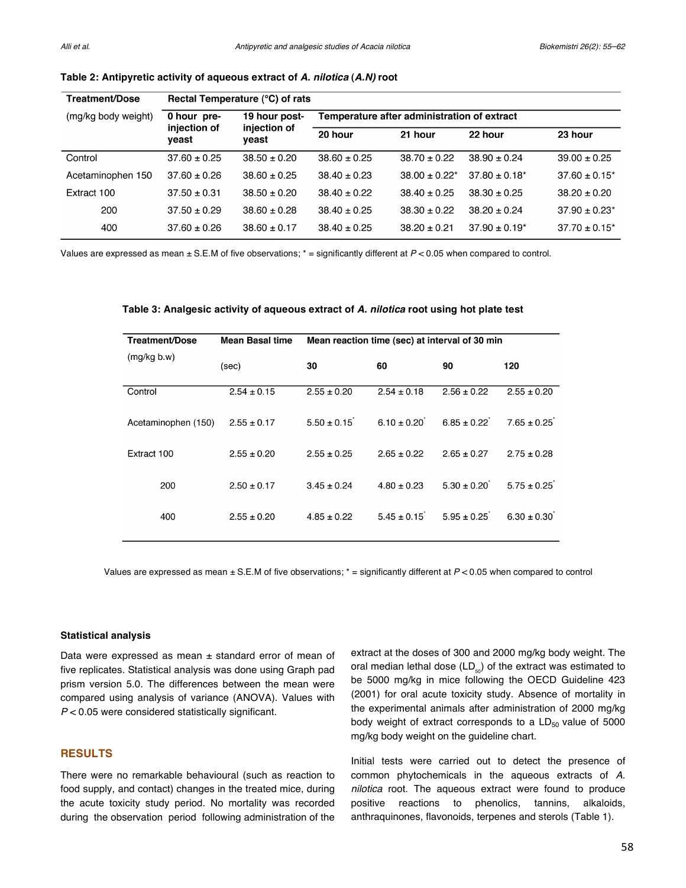**Table 2: Antipyretic activity of aqueous extract of *A. nilotica* (*A.N)* root**

| Treatment/Dose (mg/kg body weight) | Rectal Temperature (°C) of rats | | | | | |
|---|---|---|---|---|---|---|
| | 0 hour pre-injection of yeast | 19 hour post-injection of yeast | Temperature after administration of extract | | | |
| | | | 20 hour | 21 hour | 22 hour | 23 hour |
| Control | 37.60 ± 0.25 | 38.50 ± 0.20 | 38.60 ± 0.25 | 38.70 ± 0.22 | 38.90 ± 0.24 | 39.00 ± 0.25 |
| Acetaminophen 150 | 37.60 ± 0.26 | 38.60 ± 0.25 | 38.40 ± 0.23 | 38.00 ± 0.22* | 37.80 ± 0.18* | 37.60 ± 0.15* |
| Extract 100 | 37.50 ± 0.31 | 38.50 ± 0.20 | 38.40 ± 0.22 | 38.40 ± 0.25 | 38.30 ± 0.25 | 38.20 ± 0.20 |
| 200 | 37.50 ± 0.29 | 38.60 ± 0.28 | 38.40 ± 0.25 | 38.30 ± 0.22 | 38.20 ± 0.24 | 37.90 ± 0.23* |
| 400 | 37.60 ± 0.26 | 38.60 ± 0.17 | 38.40 ± 0.25 | 38.20 ± 0.21 | 37.90 ± 0.19* | 37.70 ± 0.15* |

Values are expressed as mean ± S.E.M of five observations; * = significantly different at $P < 0.05$ when compared to control.

**Table 3: Analgesic activity of aqueous extract of *A. nilotica* root using hot plate test**

| Treatment/Dose (mg/kg b.w) | Mean Basal time (sec) | Mean reaction time (sec) at interval of 30 min | | | |
|---|---|---|---|---|---|
| | | 30 | 60 | 90 | 120 |
| Control | 2.54 ± 0.15 | 2.55 ± 0.20 | 2.54 ± 0.18 | 2.56 ± 0.22 | 2.55 ± 0.20 |
| Acetaminophen (150) | 2.55 ± 0.17 | 5.50 ± 0.15* | 6.10 ± 0.20* | 6.85 ± 0.22* | 7.65 ± 0.25* |
| Extract 100 | 2.55 ± 0.20 | 2.55 ± 0.25 | 2.65 ± 0.22 | 2.65 ± 0.27 | 2.75 ± 0.28 |
| 200 | 2.50 ± 0.17 | 3.45 ± 0.24 | 4.80 ± 0.23 | 5.30 ± 0.20* | 5.75 ± 0.25* |
| 400 | 2.55 ± 0.20 | 4.85 ± 0.22 | 5.45 ± 0.15* | 5.95 ± 0.25* | 6.30 ± 0.30* |

Values are expressed as mean ± S.E.M of five observations; * = significantly different at $P < 0.05$ when compared to control

### Statistical analysis

Data were expressed as mean ± standard error of mean of five replicates. Statistical analysis was done using Graph pad prism version 5.0. The differences between the mean were compared using analysis of variance (ANOVA). Values with $P < 0.05$ were considered statistically significant.

## RESULTS

There were no remarkable behavioural (such as reaction to food supply, and contact) changes in the treated mice, during the acute toxicity study period. No mortality was recorded during the observation period following administration of the extract at the doses of 300 and 2000 mg/kg body weight. The oral median lethal dose ($LD_{50}$) of the extract was estimated to be 5000 mg/kg in mice following the OECD Guideline 423 (2001) for oral acute toxicity study. Absence of mortality in the experimental animals after administration of 2000 mg/kg body weight of extract corresponds to a $LD_{50}$ value of 5000 mg/kg body weight on the guideline chart.

Initial tests were carried out to detect the presence of common phytochemicals in the aqueous extracts of *A. nilotica* root. The aqueous extract were found to produce positive reactions to phenolics, tannins, alkaloids, anthraquinones, flavonoids, terpenes and sterols (Table 1).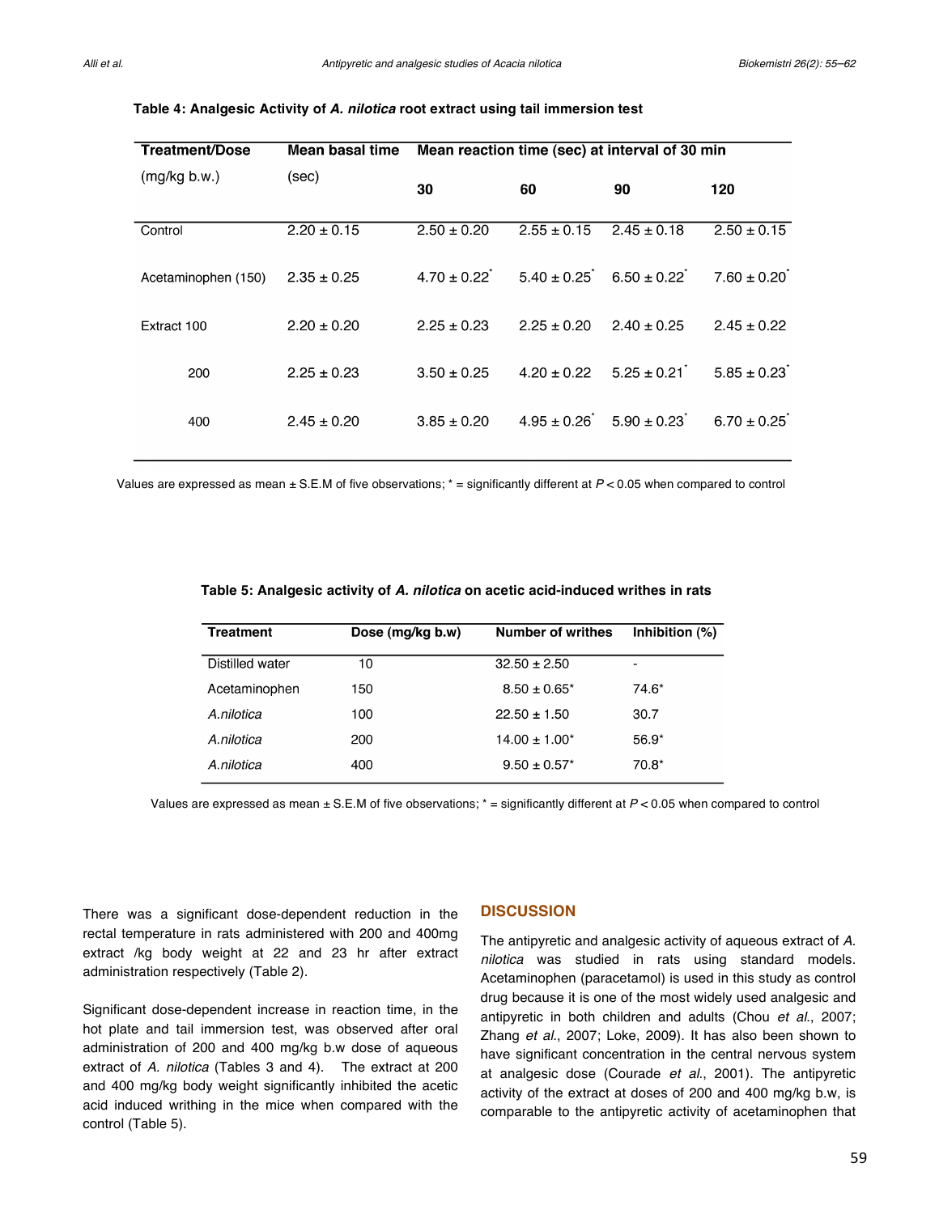**Table 4: Analgesic Activity of *A. nilotica* root extract using tail immersion test**

| Treatment/Dose (mg/kg b.w.) | Mean basal time (sec) | Mean reaction time (sec) at interval of 30 min | | | |
|---|---|---|---|---|---|
| | | 30 | 60 | 90 | 120 |
| Control | 2.20 ± 0.15 | 2.50 ± 0.20 | 2.55 ± 0.15 | 2.45 ± 0.18 | 2.50 ± 0.15 |
| Acetaminophen (150) | 2.35 ± 0.25 | 4.70 ± 0.22* | 5.40 ± 0.25* | 6.50 ± 0.22* | 7.60 ± 0.20* |
| Extract 100 | 2.20 ± 0.20 | 2.25 ± 0.23 | 2.25 ± 0.20 | 2.40 ± 0.25 | 2.45 ± 0.22 |
| 200 | 2.25 ± 0.23 | 3.50 ± 0.25 | 4.20 ± 0.22 | 5.25 ± 0.21* | 5.85 ± 0.23* |
| 400 | 2.45 ± 0.20 | 3.85 ± 0.20 | 4.95 ± 0.26* | 5.90 ± 0.23* | 6.70 ± 0.25* |

Values are expressed as mean ± S.E.M of five observations; * = significantly different at $P < 0.05$ when compared to control

**Table 5: Analgesic activity of *A. nilotica* on acetic acid-induced writhes in rats**

| Treatment | Dose (mg/kg b.w) | Number of writhes | Inhibition (%) |
|---|---|---|---|
| Distilled water | 10 | 32.50 ± 2.50 | - |
| Acetaminophen | 150 | 8.50 ± 0.65* | 74.6* |
| *A.nilotica* | 100 | 22.50 ± 1.50 | 30.7 |
| *A.nilotica* | 200 | 14.00 ± 1.00* | 56.9* |
| *A.nilotica* | 400 | 9.50 ± 0.57* | 70.8* |

Values are expressed as mean ± S.E.M of five observations; * = significantly different at $P < 0.05$ when compared to control

There was a significant dose-dependent reduction in the rectal temperature in rats administered with 200 and 400mg extract /kg body weight at 22 and 23 hr after extract administration respectively (Table 2).

Significant dose-dependent increase in reaction time, in the hot plate and tail immersion test, was observed after oral administration of 200 and 400 mg/kg b.w dose of aqueous extract of *A. nilotica* (Tables 3 and 4). The extract at 200 and 400 mg/kg body weight significantly inhibited the acetic acid induced writhing in the mice when compared with the control (Table 5).

## DISCUSSION

The antipyretic and analgesic activity of aqueous extract of *A. nilotica* was studied in rats using standard models. Acetaminophen (paracetamol) is used in this study as control drug because it is one of the most widely used analgesic and antipyretic in both children and adults (Chou *et al.*, 2007; Zhang *et al.*, 2007; Loke, 2009). It has also been shown to have significant concentration in the central nervous system at analgesic dose (Courade *et al.*, 2001). The antipyretic activity of the extract at doses of 200 and 400 mg/kg b.w, is comparable to the antipyretic activity of acetaminophen that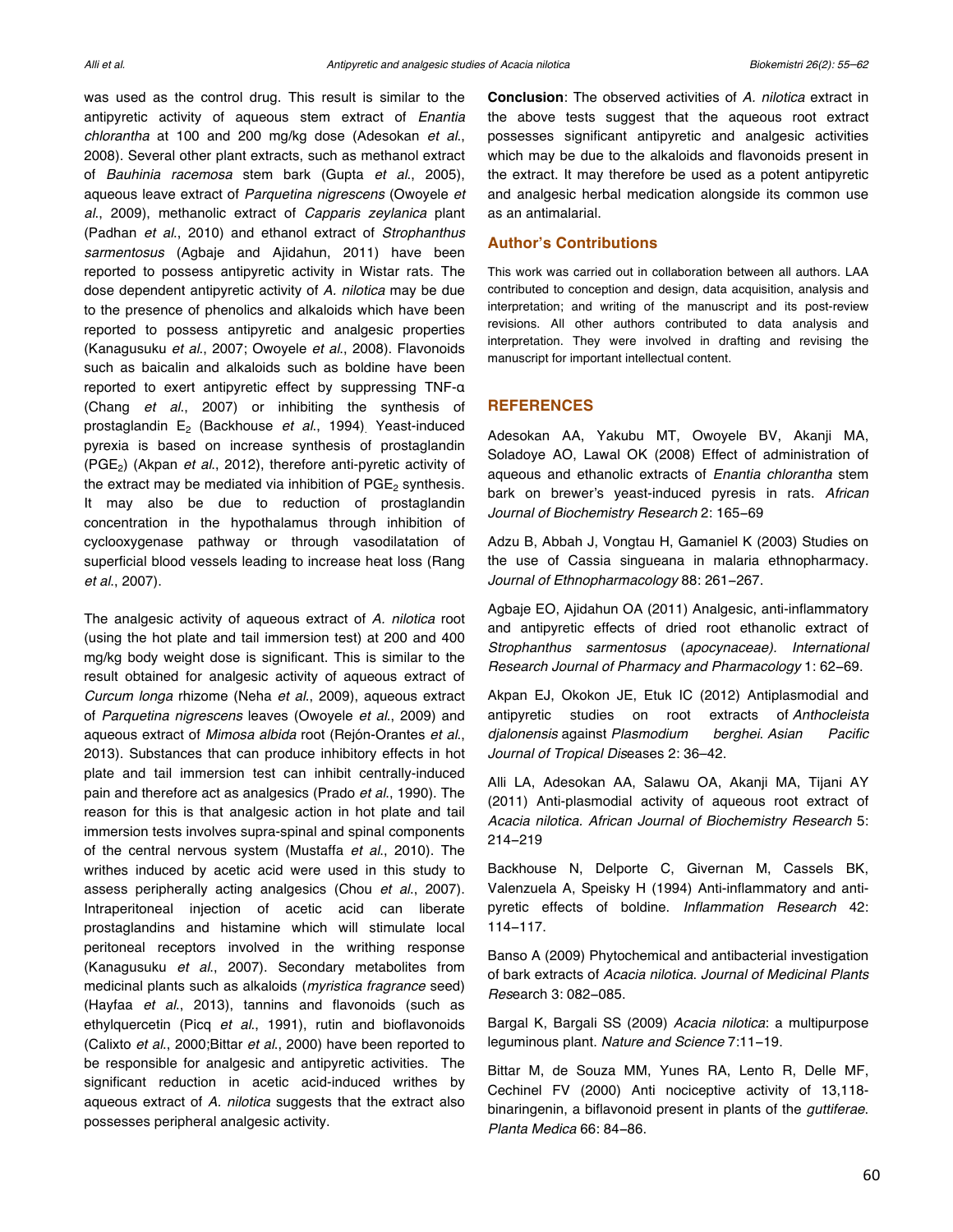was used as the control drug. This result is similar to the antipyretic activity of aqueous stem extract of *Enantia chlorantha* at 100 and 200 mg/kg dose (Adesokan *et al*., 2008). Several other plant extracts, such as methanol extract of *Bauhinia racemosa* stem bark (Gupta *et al*., 2005), aqueous leave extract of *Parquetina nigrescens* (Owoyele *et al*., 2009), methanolic extract of *Capparis zeylanica* plant (Padhan *et al*., 2010) and ethanol extract of *Strophanthus sarmentosus* (Agbaje and Ajidahun, 2011) have been reported to possess antipyretic activity in Wistar rats. The dose dependent antipyretic activity of *A. nilotica* may be due to the presence of phenolics and alkaloids which have been reported to possess antipyretic and analgesic properties (Kanagusuku *et al*., 2007; Owoyele *et al*., 2008). Flavonoids such as baicalin and alkaloids such as boldine have been reported to exert antipyretic effect by suppressing TNF-α (Chang *et al*., 2007) or inhibiting the synthesis of prostaglandin $E_2$ (Backhouse *et al*., 1994). Yeast-induced pyrexia is based on increase synthesis of prostaglandin ($PGE_2$) (Akpan *et al*., 2012), therefore anti-pyretic activity of the extract may be mediated via inhibition of $PGE_2$ synthesis. It may also be due to reduction of prostaglandin concentration in the hypothalamus through inhibition of cyclooxygenase pathway or through vasodilatation of superficial blood vessels leading to increase heat loss (Rang *et al*., 2007).

The analgesic activity of aqueous extract of *A. nilotica* root (using the hot plate and tail immersion test) at 200 and 400 mg/kg body weight dose is significant. This is similar to the result obtained for analgesic activity of aqueous extract of *Curcum longa* rhizome (Neha *et al*., 2009), aqueous extract of *Parquetina nigrescens* leaves (Owoyele *et al*., 2009) and aqueous extract of *Mimosa albida* root (Rejón-Orantes *et al*., 2013). Substances that can produce inhibitory effects in hot plate and tail immersion test can inhibit centrally-induced pain and therefore act as analgesics (Prado *et al*., 1990). The reason for this is that analgesic action in hot plate and tail immersion tests involves supra-spinal and spinal components of the central nervous system (Mustaffa *et al*., 2010). The writhes induced by acetic acid were used in this study to assess peripherally acting analgesics (Chou *et al*., 2007). Intraperitoneal injection of acetic acid can liberate prostaglandins and histamine which will stimulate local peritoneal receptors involved in the writhing response (Kanagusuku *et al*., 2007). Secondary metabolites from medicinal plants such as alkaloids (*myristica fragrance* seed) (Hayfaa *et al*., 2013), tannins and flavonoids (such as ethylquercetin (Picq *et al*., 1991), rutin and bioflavonoids (Calixto *et al*., 2000;Bittar *et al*., 2000) have been reported to be responsible for analgesic and antipyretic activities. The significant reduction in acetic acid-induced writhes by aqueous extract of *A. nilotica* suggests that the extract also possesses peripheral analgesic activity.

**Conclusion**: The observed activities of *A. nilotica* extract in the above tests suggest that the aqueous root extract possesses significant antipyretic and analgesic activities which may be due to the alkaloids and flavonoids present in the extract. It may therefore be used as a potent antipyretic and analgesic herbal medication alongside its common use as an antimalarial.

## Author's Contributions

This work was carried out in collaboration between all authors. LAA contributed to conception and design, data acquisition, analysis and interpretation; and writing of the manuscript and its post-review revisions. All other authors contributed to data analysis and interpretation. They were involved in drafting and revising the manuscript for important intellectual content.

## REFERENCES

Adesokan AA, Yakubu MT, Owoyele BV, Akanji MA, Soladoye AO, Lawal OK (2008) Effect of administration of aqueous and ethanolic extracts of *Enantia chlorantha* stem bark on brewer's yeast-induced pyresis in rats. *African Journal of Biochemistry Research* 2: 165–69

Adzu B, Abbah J, Vongtau H, Gamaniel K (2003) Studies on the use of Cassia singueana in malaria ethnopharmacy. *Journal of Ethnopharmacology* 88: 261–267.

Agbaje EO, Ajidahun OA (2011) Analgesic, anti-inflammatory and antipyretic effects of dried root ethanolic extract of *Strophanthus sarmentosus* (*apocynaceae). International Research Journal of Pharmacy and Pharmacology* 1: 62–69.

Akpan EJ, Okokon JE, Etuk IC (2012) Antiplasmodial and antipyretic studies on root extracts of *Anthocleista djalonensis* against *Plasmodium berghei*. *Asian Pacific Journal of Tropical Diseases* 2: 36–42.

Alli LA, Adesokan AA, Salawu OA, Akanji MA, Tijani AY (2011) Anti-plasmodial activity of aqueous root extract of *Acacia nilotica*. *African Journal of Biochemistry Research* 5: 214–219

Backhouse N, Delporte C, Givernan M, Cassels BK, Valenzuela A, Speisky H (1994) Anti-inflammatory and anti-pyretic effects of boldine. *Inflammation Research* 42: 114–117.

Banso A (2009) Phytochemical and antibacterial investigation of bark extracts of *Acacia nilotica*. *Journal of Medicinal Plants Research* 3: 082–085.

Bargal K, Bargali SS (2009) *Acacia nilotica*: a multipurpose leguminous plant. *Nature and Science* 7:11–19.

Bittar M, de Souza MM, Yunes RA, Lento R, Delle MF, Cechinel FV (2000) Anti nociceptive activity of 13,118-binaringenin, a biflavonoid present in plants of the *guttiferae*. *Planta Medica* 66: 84–86.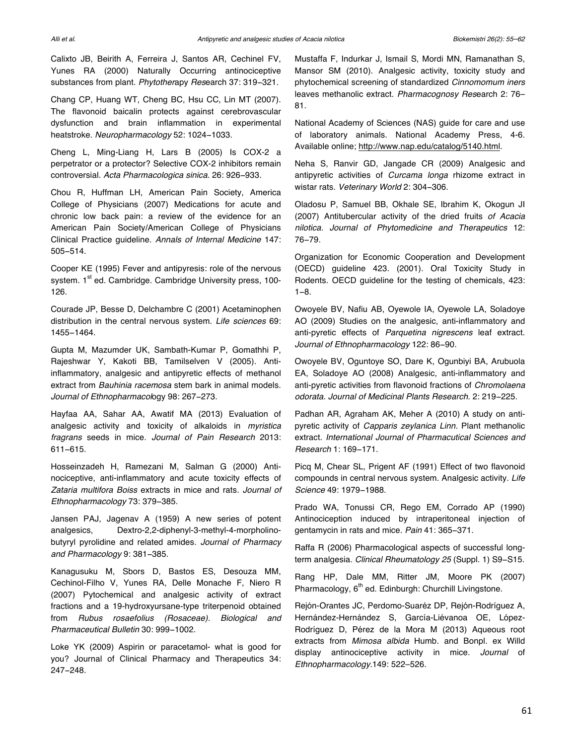Calixto JB, Beirith A, Ferreira J, Santos AR, Cechinel FV, Yunes RA (2000) Naturally Occurring antinociceptive substances from plant. *Phytotherapy Research* 37: 319–321.

Chang CP, Huang WT, Cheng BC, Hsu CC, Lin MT (2007). The flavonoid baicalin protects against cerebrovascular dysfunction and brain inflammation in experimental heatstroke. *Neuropharmacology* 52: 1024–1033.

Cheng L, Ming-Liang H, Lars B (2005) Is COX-2 a perpetrator or a protector? Selective COX-2 inhibitors remain controversial. *Acta Pharmacologica sinica.* 26: 926–933.

Chou R, Huffman LH, American Pain Society, America College of Physicians (2007) Medications for acute and chronic low back pain: a review of the evidence for an American Pain Society/American College of Physicians Clinical Practice guideline. *Annals of Internal Medicine* 147: 505–514.

Cooper KE (1995) Fever and antipyresis: role of the nervous system. 1st ed. Cambridge. Cambridge University press, 100-126.

Courade JP, Besse D, Delchambre C (2001) Acetaminophen distribution in the central nervous system. *Life sciences* 69: 1455–1464.

Gupta M, Mazumder UK, Sambath-Kumar P, Gomathhi P, Rajeshwar Y, Kakoti BB, Tamilselven V (2005). Anti-inflammatory, analgesic and antipyretic effects of methanol extract from *Bauhinia racemosa* stem bark in animal models. *Journal of Ethnopharmacology* 98: 267–273.

Hayfaa AA, Sahar AA, Awatif MA (2013) Evaluation of analgesic activity and toxicity of alkaloids in *myristica fragrans* seeds in mice. *Journal of Pain Research* 2013: 611–615.

Hosseinzadeh H, Ramezani M, Salman G (2000) Anti-nociceptive, anti-inflammatory and acute toxicity effects of *Zataria multifora Boiss* extracts in mice and rats. *Journal of Ethnopharmacology* 73: 379–385.

Jansen PAJ, Jagenav A (1959) A new series of potent analgesics, Dextro-2,2-diphenyl-3-methyl-4-morpholino-butyryl pyrolidine and related amides. *Journal of Pharmacy and Pharmacology* 9: 381–385.

Kanagusuku M, Sbors D, Bastos ES, Desouza MM, Cechinol-Filho V, Yunes RA, Delle Monache F, Niero R (2007) Pytochemical and analgesic activity of extract fractions and a 19-hydroxyursane-type triterpenoid obtained from *Rubus rosaefolius (Rosaceae). Biological and Pharmaceutical Bulletin* 30: 999–1002.

Loke YK (2009) Aspirin or paracetamol- what is good for you? Journal of Clinical Pharmacy and Therapeutics 34: 247–248.

Mustaffa F, Indurkar J, Ismail S, Mordi MN, Ramanathan S, Mansor SM (2010). Analgesic activity, toxicity study and phytochemical screening of standardized *Cinnomomum iners* leaves methanolic extract. *Pharmacognosy Research* 2: 76–81.

National Academy of Sciences (NAS) guide for care and use of laboratory animals. National Academy Press, 4-6. Available online; http://www.nap.edu/catalog/5140.html.

Neha S, Ranvir GD, Jangade CR (2009) Analgesic and antipyretic activities of *Curcama longa* rhizome extract in wistar rats. *Veterinary World* 2: 304–306.

Oladosu P, Samuel BB, Okhale SE, Ibrahim K, Okogun JI (2007) Antitubercular activity of the dried fruits *of Acacia nilotica. Journal of Phytomedicine and Therapeutics* 12: 76–79.

Organization for Economic Cooperation and Development (OECD) guideline 423. (2001). Oral Toxicity Study in Rodents. OECD guideline for the testing of chemicals, 423: 1–8.

Owoyele BV, Nafiu AB, Oyewole IA, Oyewole LA, Soladoye AO (2009) Studies on the analgesic, anti-inflammatory and anti-pyretic effects of *Parquetina nigrescens* leaf extract. *Journal of Ethnopharmacology* 122: 86–90.

Owoyele BV, Oguntoye SO, Dare K, Ogunbiyi BA, Arubuola EA, Soladoye AO (2008) Analgesic, anti-inflammatory and anti-pyretic activities from flavonoid fractions of *Chromolaena odorata. Journal of Medicinal Plants Research.* 2: 219–225.

Padhan AR, Agraham AK, Meher A (2010) A study on anti-pyretic activity of *Capparis zeylanica Linn.* Plant methanolic extract. *International Journal of Pharmacutical Sciences and Research* 1: 169–171.

Picq M, Chear SL, Prigent AF (1991) Effect of two flavonoid compounds in central nervous system. Analgesic activity. *Life Science* 49: 1979–1988.

Prado WA, Tonussi CR, Rego EM, Corrado AP (1990) Antinociception induced by intraperitoneal injection of gentamycin in rats and mice. *Pain* 41: 365–371.

Raffa R (2006) Pharmacological aspects of successful long-term analgesia. *Clinical Rheumatology 25* (Suppl. 1) S9–S15.

Rang HP, Dale MM, Ritter JM, Moore PK (2007) Pharmacology, 6th ed. Edinburgh: Churchill Livingstone.

Rejón-Orantes JC, Perdomo-Suaréz DP, Rejón-Rodríguez A, Hernández-Hernández S, García-Liévanoa OE, López-Rodríguez D, Pérez de la Mora M (2013) Aqueous root extracts from *Mimosa albida* Humb. and Bonpl. ex Willd display antinociceptive activity in mice. *Journal* of *Ethnopharmacology*.149: 522–526.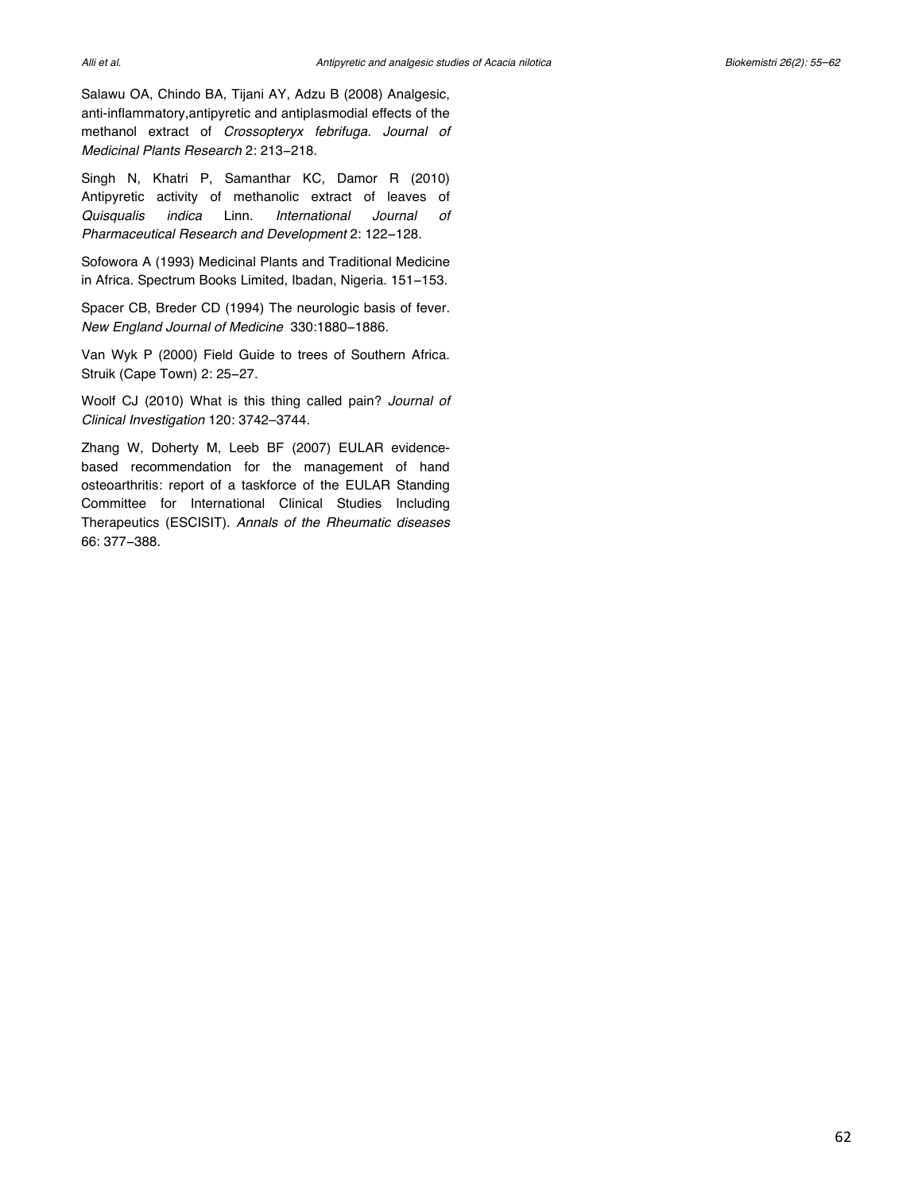Salawu OA, Chindo BA, Tijani AY, Adzu B (2008) Analgesic, anti-inflammatory,antipyretic and antiplasmodial effects of the methanol extract of *Crossopteryx febrifuga*. *Journal of Medicinal Plants Research* 2: 213–218.

Singh N, Khatri P, Samanthar KC, Damor R (2010) Antipyretic activity of methanolic extract of leaves of *Quisqualis indica* Linn. *International Journal of Pharmaceutical Research and Development* 2: 122–128.

Sofowora A (1993) Medicinal Plants and Traditional Medicine in Africa. Spectrum Books Limited, Ibadan, Nigeria. 151–153.

Spacer CB, Breder CD (1994) The neurologic basis of fever. *New England Journal of Medicine* 330:1880–1886.

Van Wyk P (2000) Field Guide to trees of Southern Africa. Struik (Cape Town) 2: 25–27.

Woolf CJ (2010) What is this thing called pain? *Journal of Clinical Investigation* 120: 3742–3744.

Zhang W, Doherty M, Leeb BF (2007) EULAR evidence-based recommendation for the management of hand osteoarthritis: report of a taskforce of the EULAR Standing Committee for International Clinical Studies Including Therapeutics (ESCISIT). *Annals of the Rheumatic diseases* 66: 377–388.